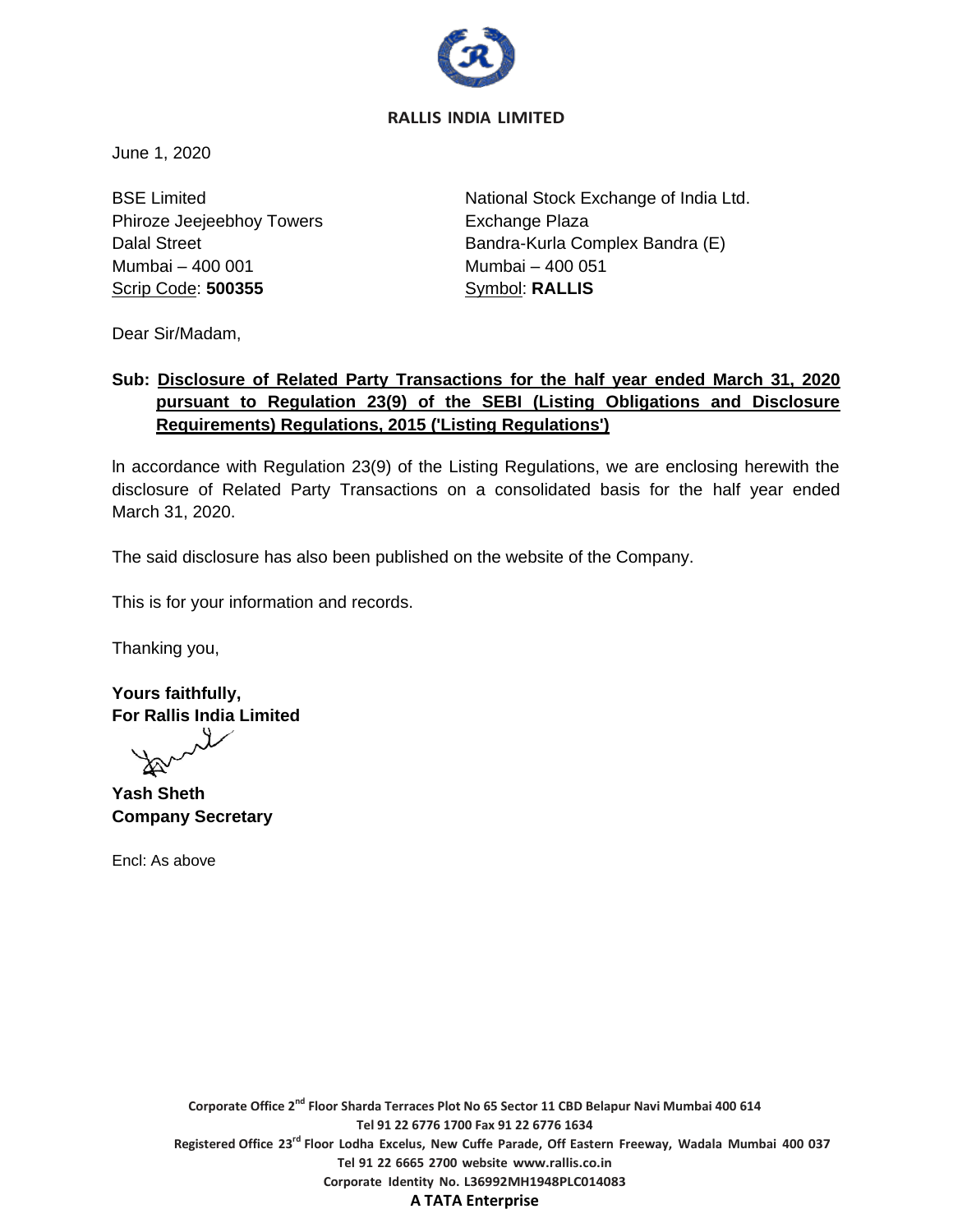**RALLIS INDIA LIMITED**

June 1, 2020

BSE Limited
Phiroze Jeejeebhoy Towers
Dalal Street
Mumbai – 400 001
Scrip Code: **500355**

National Stock Exchange of India Ltd.
Exchange Plaza
Bandra-Kurla Complex Bandra (E)
Mumbai – 400 051
Symbol: **RALLIS**

Dear Sir/Madam,

**Sub: Disclosure of Related Party Transactions for the half year ended March 31, 2020 pursuant to Regulation 23(9) of the SEBI (Listing Obligations and Disclosure Requirements) Regulations, 2015 ('Listing Regulations')**

ln accordance with Regulation 23(9) of the Listing Regulations, we are enclosing herewith the disclosure of Related Party Transactions on a consolidated basis for the half year ended March 31, 2020.

The said disclosure has also been published on the website of the Company.

This is for your information and records.

Thanking you,

**Yours faithfully,**
**For Rallis India Limited**

**Yash Sheth**
**Company Secretary**

Encl: As above

Corporate Office 2nd Floor Sharda Terraces Plot No 65 Sector 11 CBD Belapur Navi Mumbai 400 614
Tel 91 22 6776 1700 Fax 91 22 6776 1634
Registered Office 23rd Floor Lodha Excelus, New Cuffe Parade, Off Eastern Freeway, Wadala Mumbai 400 037
Tel 91 22 6665 2700 website www.rallis.co.in
Corporate Identity No. L36992MH1948PLC014083
**A TATA Enterprise**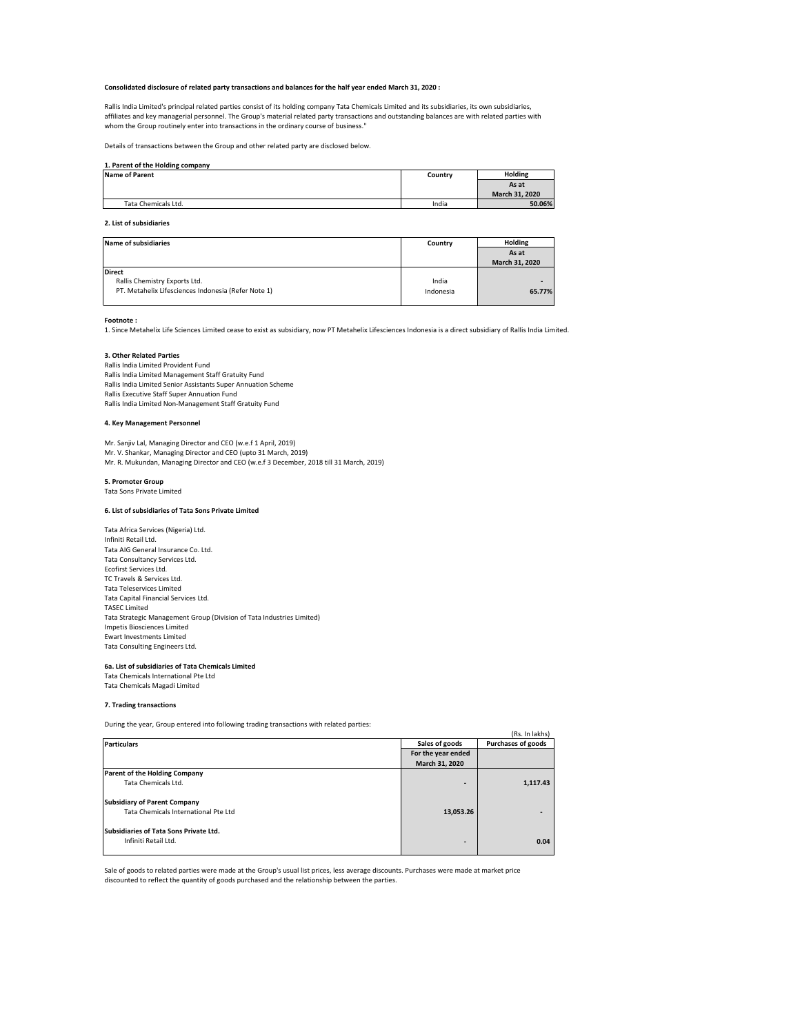**Consolidated disclosure of related party transactions and balances for the half year ended March 31, 2020 :**

Rallis India Limited's principal related parties consist of its holding company Tata Chemicals Limited and its subsidiaries, its own subsidiaries, affiliates and key managerial personnel. The Group's material related party transactions and outstanding balances are with related parties with whom the Group routinely enter into transactions in the ordinary course of business."

Details of transactions between the Group and other related party are disclosed below.

**1. Parent of the Holding company**

| Name of Parent | Country | Holding |
|---|---|---|
| | | As at March 31, 2020 |
| Tata Chemicals Ltd. | India | 50.06% |

**2. List of subsidiaries**

| Name of subsidiaries | Country | Holding |
|---|---|---|
| | | As at March 31, 2020 |
| **Direct** | | |
| Rallis Chemistry Exports Ltd. | India | - |
| PT. Metahelix Lifesciences Indonesia (Refer Note 1) | Indonesia | 65.77% |

**Footnote :**

1. Since Metahelix Life Sciences Limited cease to exist as subsidiary, now PT Metahelix Lifesciences Indonesia is a direct subsidiary of Rallis India Limited.

**3. Other Related Parties**

Rallis India Limited Provident Fund
Rallis India Limited Management Staff Gratuity Fund
Rallis India Limited Senior Assistants Super Annuation Scheme
Rallis Executive Staff Super Annuation Fund
Rallis India Limited Non-Management Staff Gratuity Fund

**4. Key Management Personnel**

Mr. Sanjiv Lal, Managing Director and CEO (w.e.f 1 April, 2019)
Mr. V. Shankar, Managing Director and CEO (upto 31 March, 2019)
Mr. R. Mukundan, Managing Director and CEO (w.e.f 3 December, 2018 till 31 March, 2019)

**5. Promoter Group**

Tata Sons Private Limited

**6. List of subsidiaries of Tata Sons Private Limited**

Tata Africa Services (Nigeria) Ltd.
Infiniti Retail Ltd.
Tata AIG General Insurance Co. Ltd.
Tata Consultancy Services Ltd.
Ecofirst Services Ltd.
TC Travels & Services Ltd.
Tata Teleservices Limited
Tata Capital Financial Services Ltd.
TASEC Limited
Tata Strategic Management Group (Division of Tata Industries Limited)
Impetis Biosciences Limited
Ewart Investments Limited
Tata Consulting Engineers Ltd.

**6a. List of subsidiaries of Tata Chemicals Limited**

Tata Chemicals International Pte Ltd
Tata Chemicals Magadi Limited

**7. Trading transactions**

During the year, Group entered into following trading transactions with related parties:

(Rs. In lakhs)

| Particulars | Sales of goods | Purchases of goods |
|---|---|---|
| | For the year ended March 31, 2020 | |
| **Parent of the Holding Company** | | |
| Tata Chemicals Ltd. | - | 1,117.43 |
| **Subsidiary of Parent Company** | | |
| Tata Chemicals International Pte Ltd | 13,053.26 | - |
| **Subsidiaries of Tata Sons Private Ltd.** | | |
| Infiniti Retail Ltd. | - | 0.04 |

Sale of goods to related parties were made at the Group's usual list prices, less average discounts. Purchases were made at market price discounted to reflect the quantity of goods purchased and the relationship between the parties.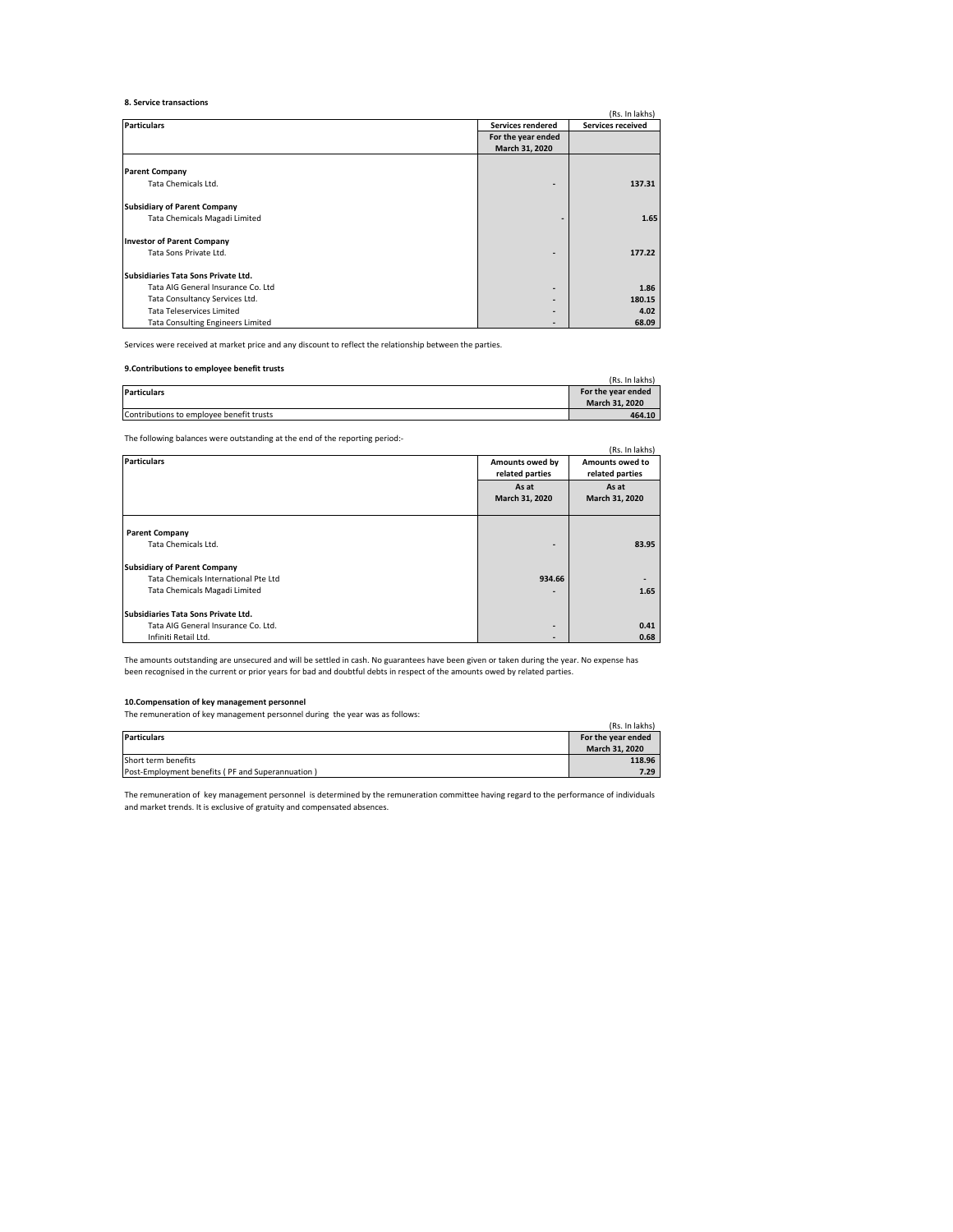**8. Service transactions**

(Rs. In lakhs)

| Particulars | Services rendered | Services received |
|---|---|---|
| | For the year ended March 31, 2020 | |
| **Parent Company** | | |
| Tata Chemicals Ltd. | - | **137.31** |
| **Subsidiary of Parent Company** | | |
| Tata Chemicals Magadi Limited | - | **1.65** |
| **Investor of Parent Company** | | |
| Tata Sons Private Ltd. | - | **177.22** |
| **Subsidiaries Tata Sons Private Ltd.** | | |
| Tata AIG General Insurance Co. Ltd | - | **1.86** |
| Tata Consultancy Services Ltd. | - | **180.15** |
| Tata Teleservices Limited | - | **4.02** |
| Tata Consulting Engineers Limited | - | **68.09** |

Services were received at market price and any discount to reflect the relationship between the parties.

**9.Contributions to employee benefit trusts**

(Rs. In lakhs)

| Particulars | For the year ended March 31, 2020 |
|---|---|
| Contributions to employee benefit trusts | **464.10** |

The following balances were outstanding at the end of the reporting period:-

(Rs. In lakhs)

| Particulars | Amounts owed by related parties | Amounts owed to related parties |
|---|---|---|
| | As at March 31, 2020 | As at March 31, 2020 |
| **Parent Company** | | |
| Tata Chemicals Ltd. | - | **83.95** |
| **Subsidiary of Parent Company** | | |
| Tata Chemicals International Pte Ltd | **934.66** | - |
| Tata Chemicals Magadi Limited | - | **1.65** |
| **Subsidiaries Tata Sons Private Ltd.** | | |
| Tata AIG General Insurance Co. Ltd. | - | **0.41** |
| Infiniti Retail Ltd. | - | **0.68** |

The amounts outstanding are unsecured and will be settled in cash. No guarantees have been given or taken during the year. No expense has been recognised in the current or prior years for bad and doubtful debts in respect of the amounts owed by related parties.

**10.Compensation of key management personnel**

The remuneration of key management personnel during the year was as follows:

(Rs. In lakhs)

| Particulars | For the year ended March 31, 2020 |
|---|---|
| Short term benefits | **118.96** |
| Post-Employment benefits ( PF and Superannuation ) | **7.29** |

The remuneration of key management personnel is determined by the remuneration committee having regard to the performance of individuals and market trends. It is exclusive of gratuity and compensated absences.